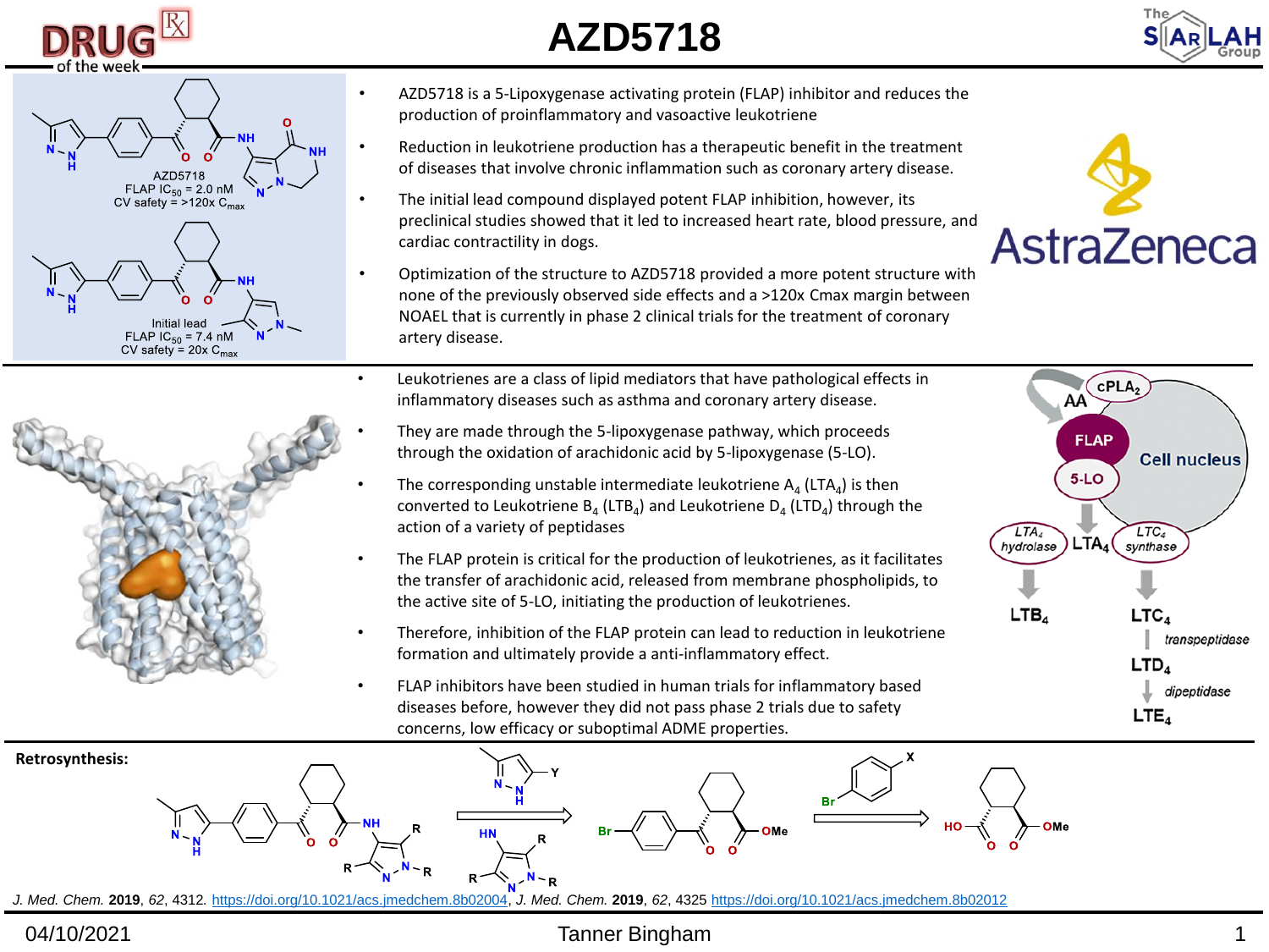# AZD5718

AZD5718
FLAP $IC_{50}$ = 2.0 nM
CV safety = >120x $C_{max}$

Initial lead
FLAP $IC_{50}$ = 7.4 nM
CV safety = 20x $C_{max}$

- AZD5718 is a 5-Lipoxygenase activating protein (FLAP) inhibitor and reduces the production of proinflammatory and vasoactive leukotriene
- Reduction in leukotriene production has a therapeutic benefit in the treatment of diseases that involve chronic inflammation such as coronary artery disease.
- The initial lead compound displayed potent FLAP inhibition, however, its preclinical studies showed that it led to increased heart rate, blood pressure, and cardiac contractility in dogs.
- Optimization of the structure to AZD5718 provided a more potent structure with none of the previously observed side effects and a >120x Cmax margin between NOAEL that is currently in phase 2 clinical trials for the treatment of coronary artery disease.

AstraZeneca

- Leukotrienes are a class of lipid mediators that have pathological effects in inflammatory diseases such as asthma and coronary artery disease.
- They are made through the 5-lipoxygenase pathway, which proceeds through the oxidation of arachidonic acid by 5-lipoxygenase (5-LO).
- The corresponding unstable intermediate leukotriene $A_4$ ($LTA_4$) is then converted to Leukotriene $B_4$ ($LTB_4$) and Leukotriene $D_4$ ($LTD_4$) through the action of a variety of peptidases
- The FLAP protein is critical for the production of leukotrienes, as it facilitates the transfer of arachidonic acid, released from membrane phospholipids, to the active site of 5-LO, initiating the production of leukotrienes.
- Therefore, inhibition of the FLAP protein can lead to reduction in leukotriene formation and ultimately provide a anti-inflammatory effect.
- FLAP inhibitors have been studied in human trials for inflammatory based diseases before, however they did not pass phase 2 trials due to safety concerns, low efficacy or suboptimal ADME properties.

$cPLA_2$, AA, FLAP, 5-LO, Cell nucleus, $LTA_4$ hydrolase, $LTA_4$, $LTC_4$ synthase, $LTB_4$, $LTC_4$, transpeptidase, $LTD_4$, dipeptidase, $LTE_4$

**Retrosynthesis:**

J. Med. Chem. **2019**, 62, 4312. https://doi.org/10.1021/acs.jmedchem.8b02004, J. Med. Chem. **2019**, 62, 4325 https://doi.org/10.1021/acs.jmedchem.8b02012

04/10/2021 Tanner Bingham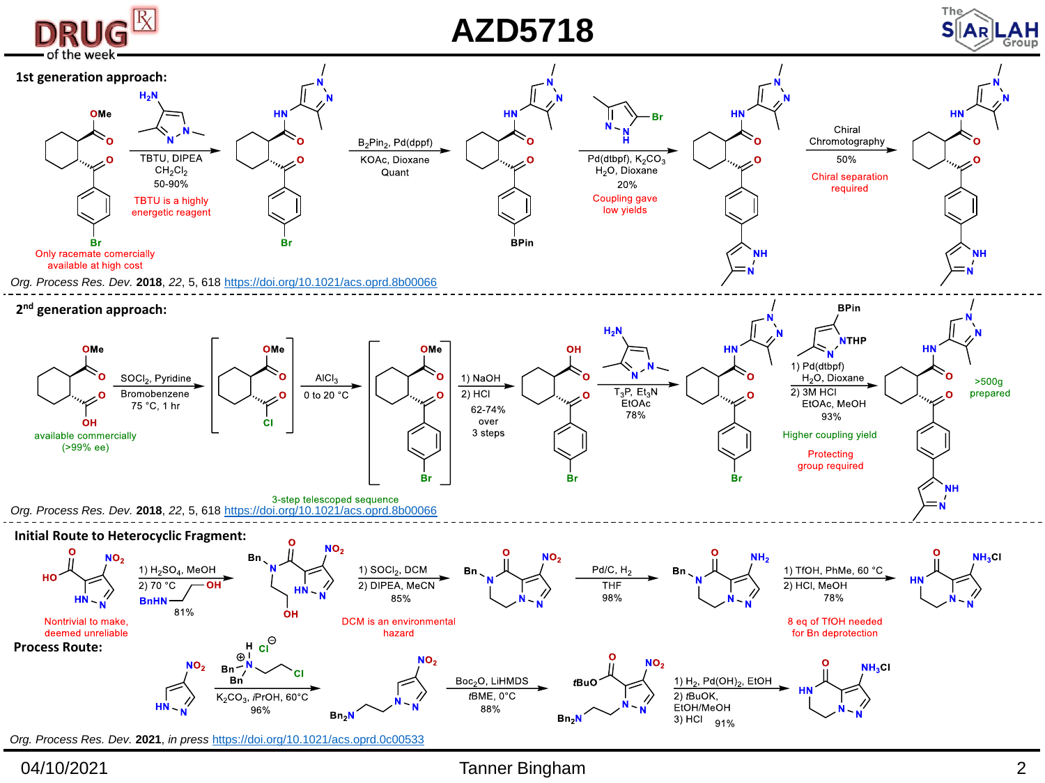# AZD5718

## 1st generation approach:

TBTU, DIPEA
$CH_2Cl_2$
50-90%

TBTU is a highly energetic reagent

Only racemate comercially available at high cost

$B_2Pin_2$, Pd(dppf)
KOAc, Dioxane
Quant

Pd(dtbpf), $K_2CO_3$
$H_2O$, Dioxane
20%

Coupling gave low yields

Chiral Chromotography
50%

Chiral separation required

*Org. Process Res. Dev.* **2018**, *22*, 5, 618 https://doi.org/10.1021/acs.oprd.8b00066

## 2nd generation approach:

available commercially (>99% ee)

$SOCl_2$, Pyridine
Bromobenzene
75 °C, 1 hr

$AlCl_3$
0 to 20 °C

1) NaOH
2) HCl
62-74% over 3 steps

3-step telescoped sequence

$T_3P$, $Et_3N$
EtOAc
78%

1) Pd(dtbpf)
$H_2O$, Dioxane
2) 3M HCl
EtOAc, MeOH
93%

Higher coupling yield

Protecting group required

>500g prepared

*Org. Process Res. Dev.* **2018**, *22*, 5, 618 https://doi.org/10.1021/acs.oprd.8b00066

## Initial Route to Heterocyclic Fragment:

Nontrivial to make, deemed unreliable

1) $H_2SO_4$, MeOH
2) 70 °C
81%

1) $SOCl_2$, DCM
2) DIPEA, MeCN
85%

DCM is an environmental hazard

Pd/C, $H_2$
THF
98%

1) TfOH, PhMe, 60 °C
2) HCl, MeOH
78%

8 eq of TfOH needed for Bn deprotection

## Process Route:

$K_2CO_3$, *i*PrOH, 60°C
96%

$Boc_2O$, LiHMDS
*t*BME, 0°C
88%

1) $H_2$, $Pd(OH)_2$, EtOH
2) *t*BuOK, EtOH/MeOH
3) HCl
91%

*Org. Process Res. Dev.* **2021**, *in press* https://doi.org/10.1021/acs.oprd.0c00533

04/10/2021 Tanner Bingham